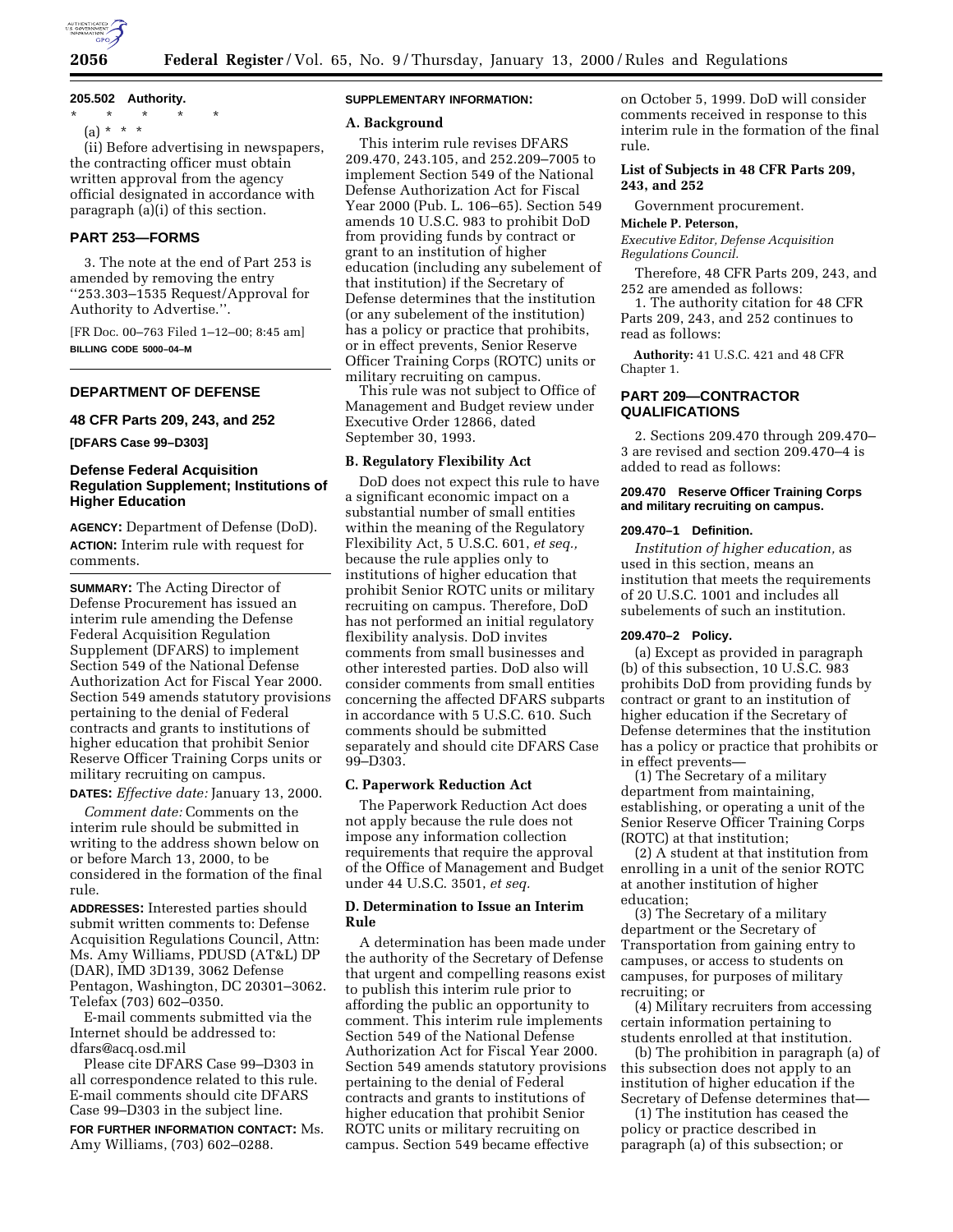**205.502 Authority.**

\* \* \* \* \*

(a) \* \* \*

(ii) Before advertising in newspapers, the contracting officer must obtain written approval from the agency official designated in accordance with paragraph (a)(i) of this section.

## PART 253—FORMS

3. The note at the end of Part 253 is amended by removing the entry ''253.303–1535 Request/Approval for Authority to Advertise.''.

[FR Doc. 00–763 Filed 1–12–00; 8:45 am]

**BILLING CODE 5000–04–M**

---

## DEPARTMENT OF DEFENSE

### 48 CFR Parts 209, 243, and 252

**[DFARS Case 99–D303]**

### Defense Federal Acquisition Regulation Supplement; Institutions of Higher Education

**AGENCY:** Department of Defense (DoD).

**ACTION:** Interim rule with request for comments.

**SUMMARY:** The Acting Director of Defense Procurement has issued an interim rule amending the Defense Federal Acquisition Regulation Supplement (DFARS) to implement Section 549 of the National Defense Authorization Act for Fiscal Year 2000. Section 549 amends statutory provisions pertaining to the denial of Federal contracts and grants to institutions of higher education that prohibit Senior Reserve Officer Training Corps units or military recruiting on campus.

**DATES:** *Effective date:* January 13, 2000.

*Comment date:* Comments on the interim rule should be submitted in writing to the address shown below on or before March 13, 2000, to be considered in the formation of the final rule.

**ADDRESSES:** Interested parties should submit written comments to: Defense Acquisition Regulations Council, Attn: Ms. Amy Williams, PDUSD (AT&L) DP (DAR), IMD 3D139, 3062 Defense Pentagon, Washington, DC 20301–3062. Telefax (703) 602–0350.

E-mail comments submitted via the Internet should be addressed to: dfars@acq.osd.mil

Please cite DFARS Case 99–D303 in all correspondence related to this rule. E-mail comments should cite DFARS Case 99–D303 in the subject line.

**FOR FURTHER INFORMATION CONTACT:** Ms. Amy Williams, (703) 602–0288.

**SUPPLEMENTARY INFORMATION:**

#### A. Background

This interim rule revises DFARS 209.470, 243.105, and 252.209–7005 to implement Section 549 of the National Defense Authorization Act for Fiscal Year 2000 (Pub. L. 106–65). Section 549 amends 10 U.S.C. 983 to prohibit DoD from providing funds by contract or grant to an institution of higher education (including any subelement of that institution) if the Secretary of Defense determines that the institution (or any subelement of the institution) has a policy or practice that prohibits, or in effect prevents, Senior Reserve Officer Training Corps (ROTC) units or military recruiting on campus.

This rule was not subject to Office of Management and Budget review under Executive Order 12866, dated September 30, 1993.

#### B. Regulatory Flexibility Act

DoD does not expect this rule to have a significant economic impact on a substantial number of small entities within the meaning of the Regulatory Flexibility Act, 5 U.S.C. 601, *et seq.,* because the rule applies only to institutions of higher education that prohibit Senior ROTC units or military recruiting on campus. Therefore, DoD has not performed an initial regulatory flexibility analysis. DoD invites comments from small businesses and other interested parties. DoD also will consider comments from small entities concerning the affected DFARS subparts in accordance with 5 U.S.C. 610. Such comments should be submitted separately and should cite DFARS Case 99–D303.

#### C. Paperwork Reduction Act

The Paperwork Reduction Act does not apply because the rule does not impose any information collection requirements that require the approval of the Office of Management and Budget under 44 U.S.C. 3501, *et seq.*

#### D. Determination to Issue an Interim Rule

A determination has been made under the authority of the Secretary of Defense that urgent and compelling reasons exist to publish this interim rule prior to affording the public an opportunity to comment. This interim rule implements Section 549 of the National Defense Authorization Act for Fiscal Year 2000. Section 549 amends statutory provisions pertaining to the denial of Federal contracts and grants to institutions of higher education that prohibit Senior ROTC units or military recruiting on campus. Section 549 became effective on October 5, 1999. DoD will consider comments received in response to this interim rule in the formation of the final rule.

#### List of Subjects in 48 CFR Parts 209, 243, and 252

Government procurement.

**Michele P. Peterson,**

*Executive Editor, Defense Acquisition Regulations Council.*

Therefore, 48 CFR Parts 209, 243, and 252 are amended as follows:

1. The authority citation for 48 CFR Parts 209, 243, and 252 continues to read as follows:

**Authority:** 41 U.S.C. 421 and 48 CFR Chapter 1.

## PART 209—CONTRACTOR QUALIFICATIONS

2. Sections 209.470 through 209.470–3 are revised and section 209.470–4 is added to read as follows:

**209.470 Reserve Officer Training Corps and military recruiting on campus.**

**209.470–1 Definition.**

*Institution of higher education,* as used in this section, means an institution that meets the requirements of 20 U.S.C. 1001 and includes all subelements of such an institution.

**209.470–2 Policy.**

(a) Except as provided in paragraph (b) of this subsection, 10 U.S.C. 983 prohibits DoD from providing funds by contract or grant to an institution of higher education if the Secretary of Defense determines that the institution has a policy or practice that prohibits or in effect prevents—

(1) The Secretary of a military department from maintaining, establishing, or operating a unit of the Senior Reserve Officer Training Corps (ROTC) at that institution;

(2) A student at that institution from enrolling in a unit of the senior ROTC at another institution of higher education;

(3) The Secretary of a military department or the Secretary of Transportation from gaining entry to campuses, or access to students on campuses, for purposes of military recruiting; or

(4) Military recruiters from accessing certain information pertaining to students enrolled at that institution.

(b) The prohibition in paragraph (a) of this subsection does not apply to an institution of higher education if the Secretary of Defense determines that—

(1) The institution has ceased the policy or practice described in paragraph (a) of this subsection; or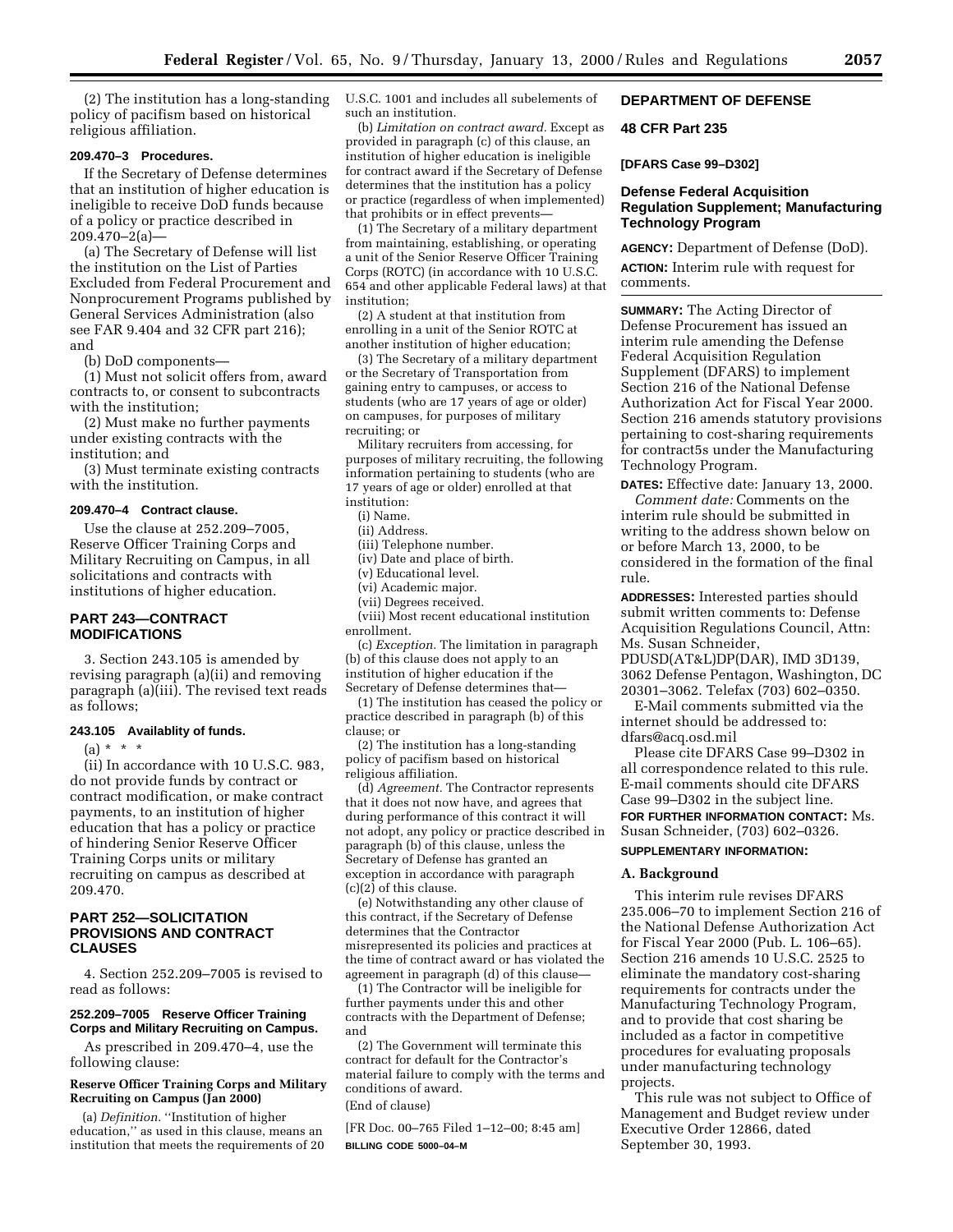(2) The institution has a long-standing policy of pacifism based on historical religious affiliation.

#### 209.470–3 Procedures.

If the Secretary of Defense determines that an institution of higher education is ineligible to receive DoD funds because of a policy or practice described in 209.470–2(a)—

(a) The Secretary of Defense will list the institution on the List of Parties Excluded from Federal Procurement and Nonprocurement Programs published by General Services Administration (also see FAR 9.404 and 32 CFR part 216); and

(b) DoD components—

(1) Must not solicit offers from, award contracts to, or consent to subcontracts with the institution;

(2) Must make no further payments under existing contracts with the institution; and

(3) Must terminate existing contracts with the institution.

#### 209.470–4 Contract clause.

Use the clause at 252.209–7005, Reserve Officer Training Corps and Military Recruiting on Campus, in all solicitations and contracts with institutions of higher education.

### PART 243—CONTRACT MODIFICATIONS

3. Section 243.105 is amended by revising paragraph (a)(ii) and removing paragraph (a)(iii). The revised text reads as follows;

#### 243.105 Availablity of funds.

(a) * * *

(ii) In accordance with 10 U.S.C. 983, do not provide funds by contract or contract modification, or make contract payments, to an institution of higher education that has a policy or practice of hindering Senior Reserve Officer Training Corps units or military recruiting on campus as described at 209.470.

### PART 252—SOLICITATION PROVISIONS AND CONTRACT CLAUSES

4. Section 252.209–7005 is revised to read as follows:

#### 252.209–7005 Reserve Officer Training Corps and Military Recruiting on Campus.

As prescribed in 209.470–4, use the following clause:

**Reserve Officer Training Corps and Military Recruiting on Campus (Jan 2000)**

(a) *Definition.* ''Institution of higher education,'' as used in this clause, means an institution that meets the requirements of 20 U.S.C. 1001 and includes all subelements of such an institution.

(b) *Limitation on contract award.* Except as provided in paragraph (c) of this clause, an institution of higher education is ineligible for contract award if the Secretary of Defense determines that the institution has a policy or practice (regardless of when implemented) that prohibits or in effect prevents—

(1) The Secretary of a military department from maintaining, establishing, or operating a unit of the Senior Reserve Officer Training Corps (ROTC) (in accordance with 10 U.S.C. 654 and other applicable Federal laws) at that institution;

(2) A student at that institution from enrolling in a unit of the Senior ROTC at another institution of higher education;

(3) The Secretary of a military department or the Secretary of Transportation from gaining entry to campuses, or access to students (who are 17 years of age or older) on campuses, for purposes of military recruiting; or

Military recruiters from accessing, for purposes of military recruiting, the following information pertaining to students (who are 17 years of age or older) enrolled at that institution:

(i) Name.

(ii) Address.

(iii) Telephone number.

(iv) Date and place of birth.

(v) Educational level.

(vi) Academic major.

(vii) Degrees received.

(viii) Most recent educational institution enrollment.

(c) *Exception.* The limitation in paragraph (b) of this clause does not apply to an institution of higher education if the Secretary of Defense determines that—

(1) The institution has ceased the policy or practice described in paragraph (b) of this clause; or

(2) The institution has a long-standing policy of pacifism based on historical religious affiliation.

(d) *Agreement.* The Contractor represents that it does not now have, and agrees that during performance of this contract it will not adopt, any policy or practice described in paragraph (b) of this clause, unless the Secretary of Defense has granted an exception in accordance with paragraph (c)(2) of this clause.

(e) Notwithstanding any other clause of this contract, if the Secretary of Defense determines that the Contractor misrepresented its policies and practices at the time of contract award or has violated the agreement in paragraph (d) of this clause—

(1) The Contractor will be ineligible for further payments under this and other contracts with the Department of Defense; and

(2) The Government will terminate this contract for default for the Contractor's material failure to comply with the terms and conditions of award.

(End of clause)

[FR Doc. 00–765 Filed 1–12–00; 8:45 am]

**BILLING CODE 5000–04–M**

## DEPARTMENT OF DEFENSE

## 48 CFR Part 235

**[DFARS Case 99–D302]**

## Defense Federal Acquisition Regulation Supplement; Manufacturing Technology Program

**AGENCY:** Department of Defense (DoD).

**ACTION:** Interim rule with request for comments.

**SUMMARY:** The Acting Director of Defense Procurement has issued an interim rule amending the Defense Federal Acquisition Regulation Supplement (DFARS) to implement Section 216 of the National Defense Authorization Act for Fiscal Year 2000. Section 216 amends statutory provisions pertaining to cost-sharing requirements for contract5s under the Manufacturing Technology Program.

**DATES:** Effective date: January 13, 2000.

*Comment date:* Comments on the interim rule should be submitted in writing to the address shown below on or before March 13, 2000, to be considered in the formation of the final rule.

**ADDRESSES:** Interested parties should submit written comments to: Defense Acquisition Regulations Council, Attn: Ms. Susan Schneider, PDUSD(AT&L)DP(DAR), IMD 3D139, 3062 Defense Pentagon, Washington, DC 20301–3062. Telefax (703) 602–0350.

E-Mail comments submitted via the internet should be addressed to: dfars@acq.osd.mil

Please cite DFARS Case 99–D302 in all correspondence related to this rule. E-mail comments should cite DFARS Case 99–D302 in the subject line.

**FOR FURTHER INFORMATION CONTACT:** Ms. Susan Schneider, (703) 602–0326.

**SUPPLEMENTARY INFORMATION:**

### A. Background

This interim rule revises DFARS 235.006–70 to implement Section 216 of the National Defense Authorization Act for Fiscal Year 2000 (Pub. L. 106–65). Section 216 amends 10 U.S.C. 2525 to eliminate the mandatory cost-sharing requirements for contracts under the Manufacturing Technology Program, and to provide that cost sharing be included as a factor in competitive procedures for evaluating proposals under manufacturing technology projects.

This rule was not subject to Office of Management and Budget review under Executive Order 12866, dated September 30, 1993.